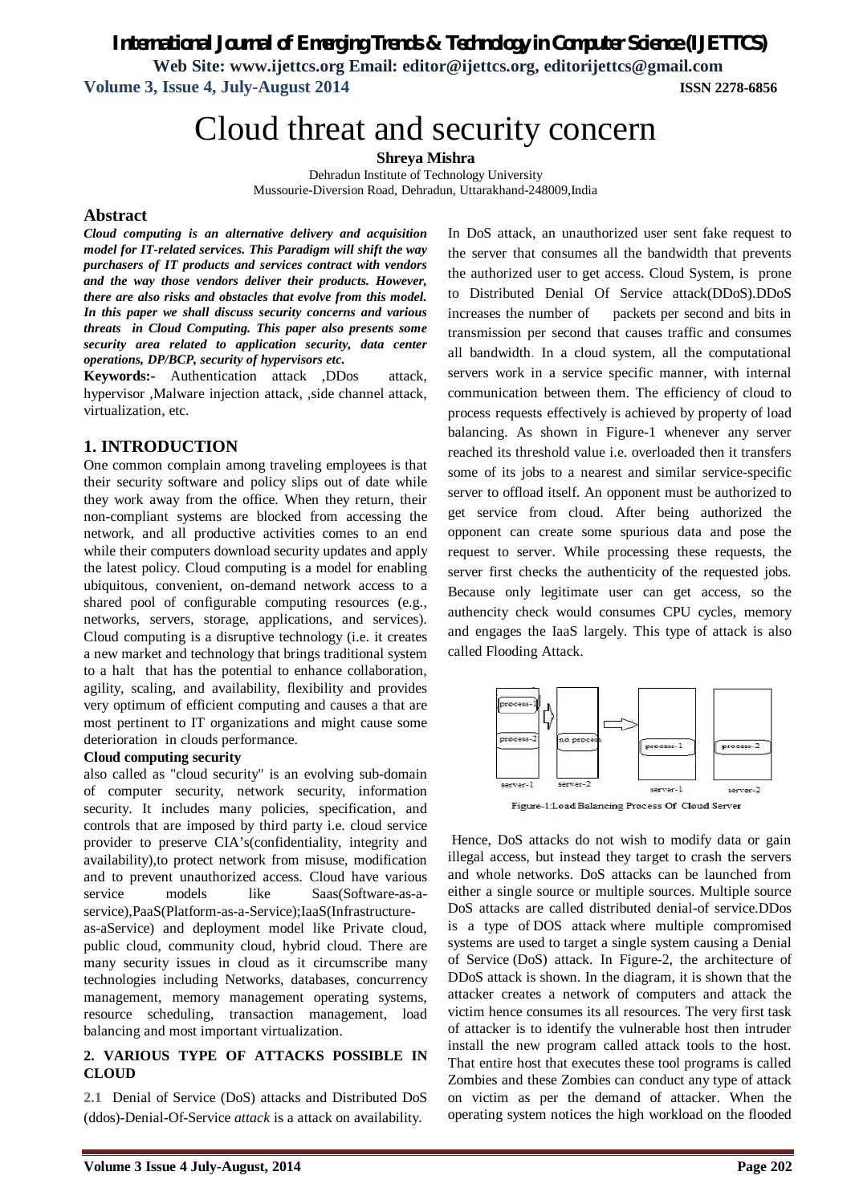# Cloud threat and security concern

**Shreya Mishra**

Dehradun Institute of Technology University
Mussourie-Diversion Road, Dehradun, Uttarakhand-248009,India

## Abstract

***Cloud computing is an alternative delivery and acquisition model for IT-related services. This Paradigm will shift the way purchasers of IT products and services contract with vendors and the way those vendors deliver their products. However, there are also risks and obstacles that evolve from this model. In this paper we shall discuss security concerns and various threats in Cloud Computing. This paper also presents some security area related to application security, data center operations, DP/BCP, security of hypervisors etc.***

**Keywords:-** Authentication attack ,DDos attack, hypervisor ,Malware injection attack, ,side channel attack, virtualization, etc.

## 1. INTRODUCTION

One common complain among traveling employees is that their security software and policy slips out of date while they work away from the office. When they return, their non-compliant systems are blocked from accessing the network, and all productive activities comes to an end while their computers download security updates and apply the latest policy. Cloud computing is a model for enabling ubiquitous, convenient, on-demand network access to a shared pool of configurable computing resources (e.g., networks, servers, storage, applications, and services). Cloud computing is a disruptive technology (i.e. it creates a new market and technology that brings traditional system to a halt that has the potential to enhance collaboration, agility, scaling, and availability, flexibility and provides very optimum of efficient computing and causes a that are most pertinent to IT organizations and might cause some deterioration in clouds performance.

**Cloud computing security**

also called as "cloud security" is an evolving sub-domain of computer security, network security, information security. It includes many policies, specification, and controls that are imposed by third party i.e. cloud service provider to preserve CIA's(confidentiality, integrity and availability),to protect network from misuse, modification and to prevent unauthorized access. Cloud have various service models like Saas(Software-as-a-service),PaaS(Platform-as-a-Service);IaaS(Infrastructure-as-aService) and deployment model like Private cloud, public cloud, community cloud, hybrid cloud. There are many security issues in cloud as it circumscribe many technologies including Networks, databases, concurrency management, memory management operating systems, resource scheduling, transaction management, load balancing and most important virtualization.

### 2. VARIOUS TYPE OF ATTACKS POSSIBLE IN CLOUD

**2.1** Denial of Service (DoS) attacks and Distributed DoS (ddos)-Denial-Of-Service *attack* is a attack on availability.

In DoS attack, an unauthorized user sent fake request to the server that consumes all the bandwidth that prevents the authorized user to get access. Cloud System, is prone to Distributed Denial Of Service attack(DDoS).DDoS increases the number of packets per second and bits in transmission per second that causes traffic and consumes all bandwidth. In a cloud system, all the computational servers work in a service specific manner, with internal communication between them. The efficiency of cloud to process requests effectively is achieved by property of load balancing. As shown in Figure-1 whenever any server reached its threshold value i.e. overloaded then it transfers some of its jobs to a nearest and similar service-specific server to offload itself. An opponent must be authorized to get service from cloud. After being authorized the opponent can create some spurious data and pose the request to server. While processing these requests, the server first checks the authenticity of the requested jobs. Because only legitimate user can get access, so the authencity check would consumes CPU cycles, memory and engages the IaaS largely. This type of attack is also called Flooding Attack.

process-1
process-2
server-1
no process
server-2
process-1
server-1
process-2
server-2

Figure-1:Load Balancing Process Of Cloud Server

Hence, DoS attacks do not wish to modify data or gain illegal access, but instead they target to crash the servers and whole networks. DoS attacks can be launched from either a single source or multiple sources. Multiple source DoS attacks are called distributed denial-of service.DDos is a type of DOS attack where multiple compromised systems are used to target a single system causing a Denial of Service (DoS) attack. In Figure-2, the architecture of DDoS attack is shown. In the diagram, it is shown that the attacker creates a network of computers and attack the victim hence consumes its all resources. The very first task of attacker is to identify the vulnerable host then intruder install the new program called attack tools to the host. That entire host that executes these tool programs is called Zombies and these Zombies can conduct any type of attack on victim as per the demand of attacker. When the operating system notices the high workload on the flooded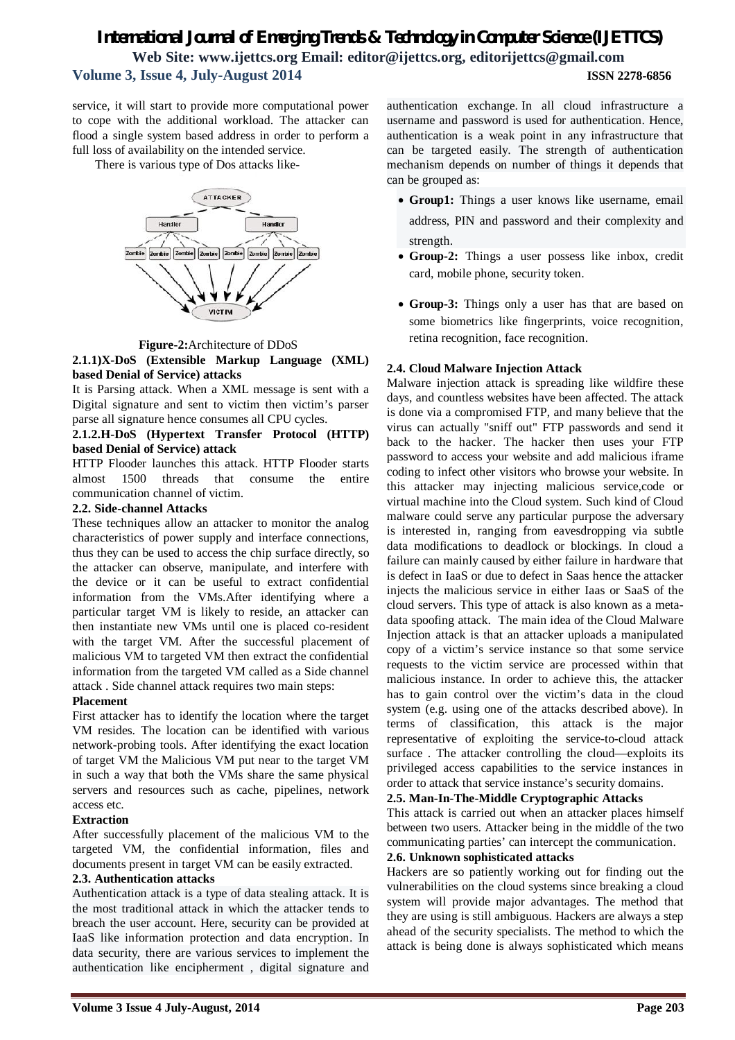service, it will start to provide more computational power to cope with the additional workload. The attacker can flood a single system based address in order to perform a full loss of availability on the intended service.

There is various type of Dos attacks like-

ATTACKER

Handler

Handler

Zombie Zombie Zombie Zombie Zombie Zombie Zombie Zombie

VICTIM

**Figure-2:**Architecture of DDoS

#### 2.1.1)X-DoS (Extensible Markup Language (XML) based Denial of Service) attacks

It is Parsing attack. When a XML message is sent with a Digital signature and sent to victim then victim's parser parse all signature hence consumes all CPU cycles.

#### 2.1.2.H-DoS (Hypertext Transfer Protocol (HTTP) based Denial of Service) attack

HTTP Flooder launches this attack. HTTP Flooder starts almost 1500 threads that consume the entire communication channel of victim.

### 2.2. Side-channel Attacks

These techniques allow an attacker to monitor the analog characteristics of power supply and interface connections, thus they can be used to access the chip surface directly, so the attacker can observe, manipulate, and interfere with the device or it can be useful to extract confidential information from the VMs.After identifying where a particular target VM is likely to reside, an attacker can then instantiate new VMs until one is placed co-resident with the target VM. After the successful placement of malicious VM to targeted VM then extract the confidential information from the targeted VM called as a Side channel attack . Side channel attack requires two main steps:

**Placement**

First attacker has to identify the location where the target VM resides. The location can be identified with various network-probing tools. After identifying the exact location of target VM the Malicious VM put near to the target VM in such a way that both the VMs share the same physical servers and resources such as cache, pipelines, network access etc.

**Extraction**

After successfully placement of the malicious VM to the targeted VM, the confidential information, files and documents present in target VM can be easily extracted.

### 2.3. Authentication attacks

Authentication attack is a type of data stealing attack. It is the most traditional attack in which the attacker tends to breach the user account. Here, security can be provided at IaaS like information protection and data encryption. In data security, there are various services to implement the authentication like encipherment , digital signature and authentication exchange. In all cloud infrastructure a username and password is used for authentication. Hence, authentication is a weak point in any infrastructure that can be targeted easily. The strength of authentication mechanism depends on number of things it depends that can be grouped as:

- **Group1:** Things a user knows like username, email address, PIN and password and their complexity and strength.
- **Group-2:** Things a user possess like inbox, credit card, mobile phone, security token.
- **Group-3:** Things only a user has that are based on some biometrics like fingerprints, voice recognition, retina recognition, face recognition.

### 2.4. Cloud Malware Injection Attack

Malware injection attack is spreading like wildfire these days, and countless websites have been affected. The attack is done via a compromised FTP, and many believe that the virus can actually "sniff out" FTP passwords and send it back to the hacker. The hacker then uses your FTP password to access your website and add malicious iframe coding to infect other visitors who browse your website. In this attacker may injecting malicious service,code or virtual machine into the Cloud system. Such kind of Cloud malware could serve any particular purpose the adversary is interested in, ranging from eavesdropping via subtle data modifications to deadlock or blockings. In cloud a failure can mainly caused by either failure in hardware that is defect in IaaS or due to defect in Saas hence the attacker injects the malicious service in either Iaas or SaaS of the cloud servers. This type of attack is also known as a meta-data spoofing attack. The main idea of the Cloud Malware Injection attack is that an attacker uploads a manipulated copy of a victim's service instance so that some service requests to the victim service are processed within that malicious instance. In order to achieve this, the attacker has to gain control over the victim's data in the cloud system (e.g. using one of the attacks described above). In terms of classification, this attack is the major representative of exploiting the service-to-cloud attack surface . The attacker controlling the cloud—exploits its privileged access capabilities to the service instances in order to attack that service instance's security domains.

### 2.5. Man-In-The-Middle Cryptographic Attacks

This attack is carried out when an attacker places himself between two users. Attacker being in the middle of the two communicating parties' can intercept the communication.

### 2.6. Unknown sophisticated attacks

Hackers are so patiently working out for finding out the vulnerabilities on the cloud systems since breaking a cloud system will provide major advantages. The method that they are using is still ambiguous. Hackers are always a step ahead of the security specialists. The method to which the attack is being done is always sophisticated which means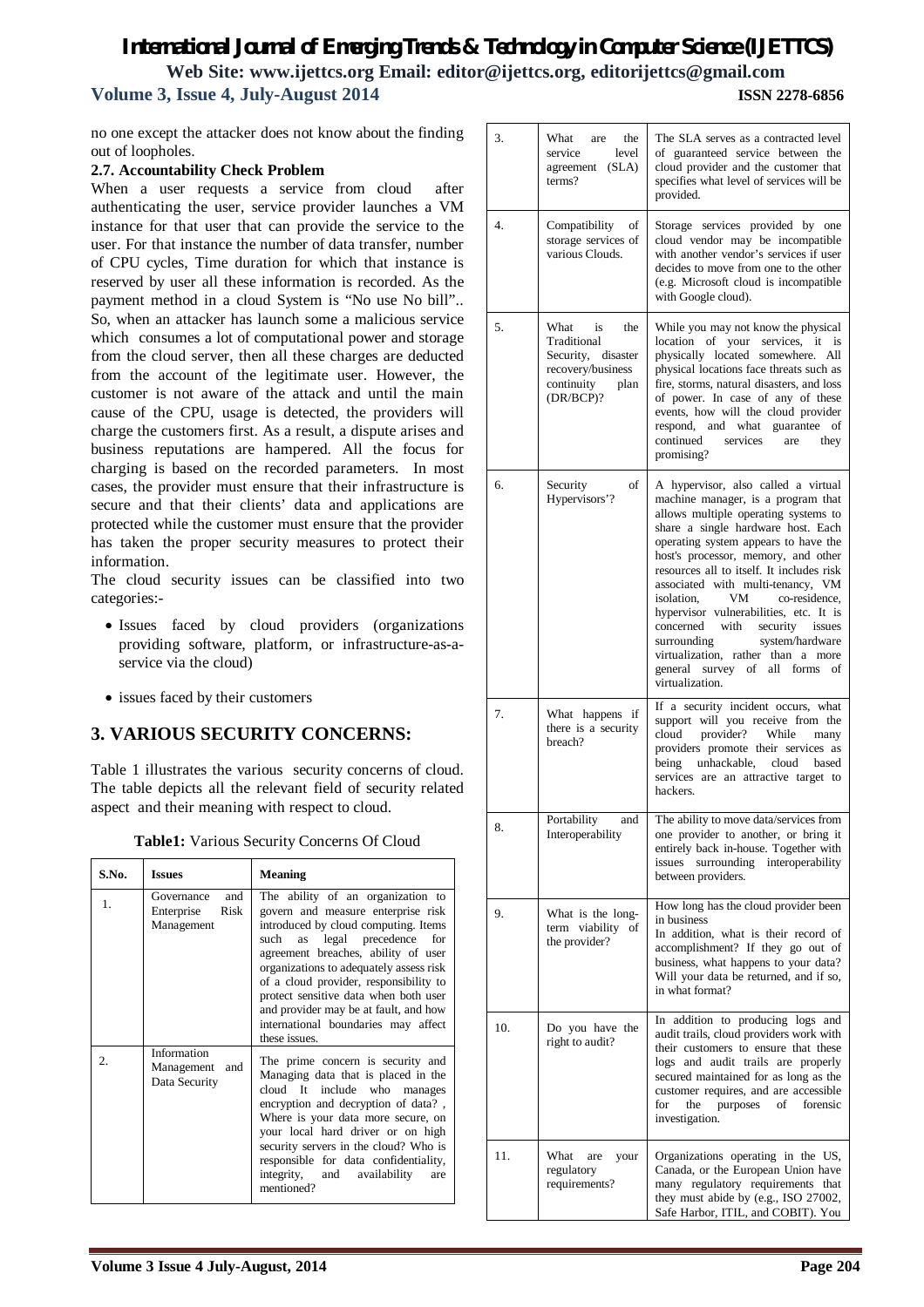no one except the attacker does not know about the finding out of loopholes.

**2.7. Accountability Check Problem**

When a user requests a service from cloud after authenticating the user, service provider launches a VM instance for that user that can provide the service to the user. For that instance the number of data transfer, number of CPU cycles, Time duration for which that instance is reserved by user all these information is recorded. As the payment method in a cloud System is "No use No bill".. So, when an attacker has launch some a malicious service which consumes a lot of computational power and storage from the cloud server, then all these charges are deducted from the account of the legitimate user. However, the customer is not aware of the attack and until the main cause of the CPU, usage is detected, the providers will charge the customers first. As a result, a dispute arises and business reputations are hampered. All the focus for charging is based on the recorded parameters. In most cases, the provider must ensure that their infrastructure is secure and that their clients' data and applications are protected while the customer must ensure that the provider has taken the proper security measures to protect their information.

The cloud security issues can be classified into two categories:-

- Issues faced by cloud providers (organizations providing software, platform, or infrastructure-as-a-service via the cloud)
- issues faced by their customers

## 3. VARIOUS SECURITY CONCERNS:

Table 1 illustrates the various security concerns of cloud. The table depicts all the relevant field of security related aspect and their meaning with respect to cloud.

**Table1:** Various Security Concerns Of Cloud

| S.No. | Issues | Meaning |
|---|---|---|
| 1. | Governance and Enterprise Risk Management | The ability of an organization to govern and measure enterprise risk introduced by cloud computing. Items such as legal precedence for agreement breaches, ability of user organizations to adequately assess risk of a cloud provider, responsibility to protect sensitive data when both user and provider may be at fault, and how international boundaries may affect these issues. |
| 2. | Information Management and Data Security | The prime concern is security and Managing data that is placed in the cloud It include who manages encryption and decryption of data? , Where is your data more secure, on your local hard driver or on high security servers in the cloud? Who is responsible for data confidentiality, integrity, and availability are mentioned? |
| 3. | What are the service level agreement (SLA) terms? | The SLA serves as a contracted level of guaranteed service between the cloud provider and the customer that specifies what level of services will be provided. |
| 4. | Compatibility of storage services of various Clouds. | Storage services provided by one cloud vendor may be incompatible with another vendor's services if user decides to move from one to the other (e.g. Microsoft cloud is incompatible with Google cloud). |
| 5. | What is the Traditional Security, disaster recovery/business continuity plan (DR/BCP)? | While you may not know the physical location of your services, it is physically located somewhere. All physical locations face threats such as fire, storms, natural disasters, and loss of power. In case of any of these events, how will the cloud provider respond, and what guarantee of continued services are they promising? |
| 6. | Security of Hypervisors'? | A hypervisor, also called a virtual machine manager, is a program that allows multiple operating systems to share a single hardware host. Each operating system appears to have the host's processor, memory, and other resources all to itself. It includes risk associated with multi-tenancy, VM isolation, VM co-residence, hypervisor vulnerabilities, etc. It is concerned with security issues surrounding system/hardware virtualization, rather than a more general survey of all forms of virtualization. |
| 7. | What happens if there is a security breach? | If a security incident occurs, what support will you receive from the cloud provider? While many providers promote their services as being unhackable, cloud based services are an attractive target to hackers. |
| 8. | Portability and Interoperability | The ability to move data/services from one provider to another, or bring it entirely back in-house. Together with issues surrounding interoperability between providers. |
| 9. | What is the long-term viability of the provider? | How long has the cloud provider been in business In addition, what is their record of accomplishment? If they go out of business, what happens to your data? Will your data be returned, and if so, in what format? |
| 10. | Do you have the right to audit? | In addition to producing logs and audit trails, cloud providers work with their customers to ensure that these logs and audit trails are properly secured maintained for as long as the customer requires, and are accessible for the purposes of forensic investigation. |
| 11. | What are your regulatory requirements? | Organizations operating in the US, Canada, or the European Union have many regulatory requirements that they must abide by (e.g., ISO 27002, Safe Harbor, ITIL, and COBIT). You |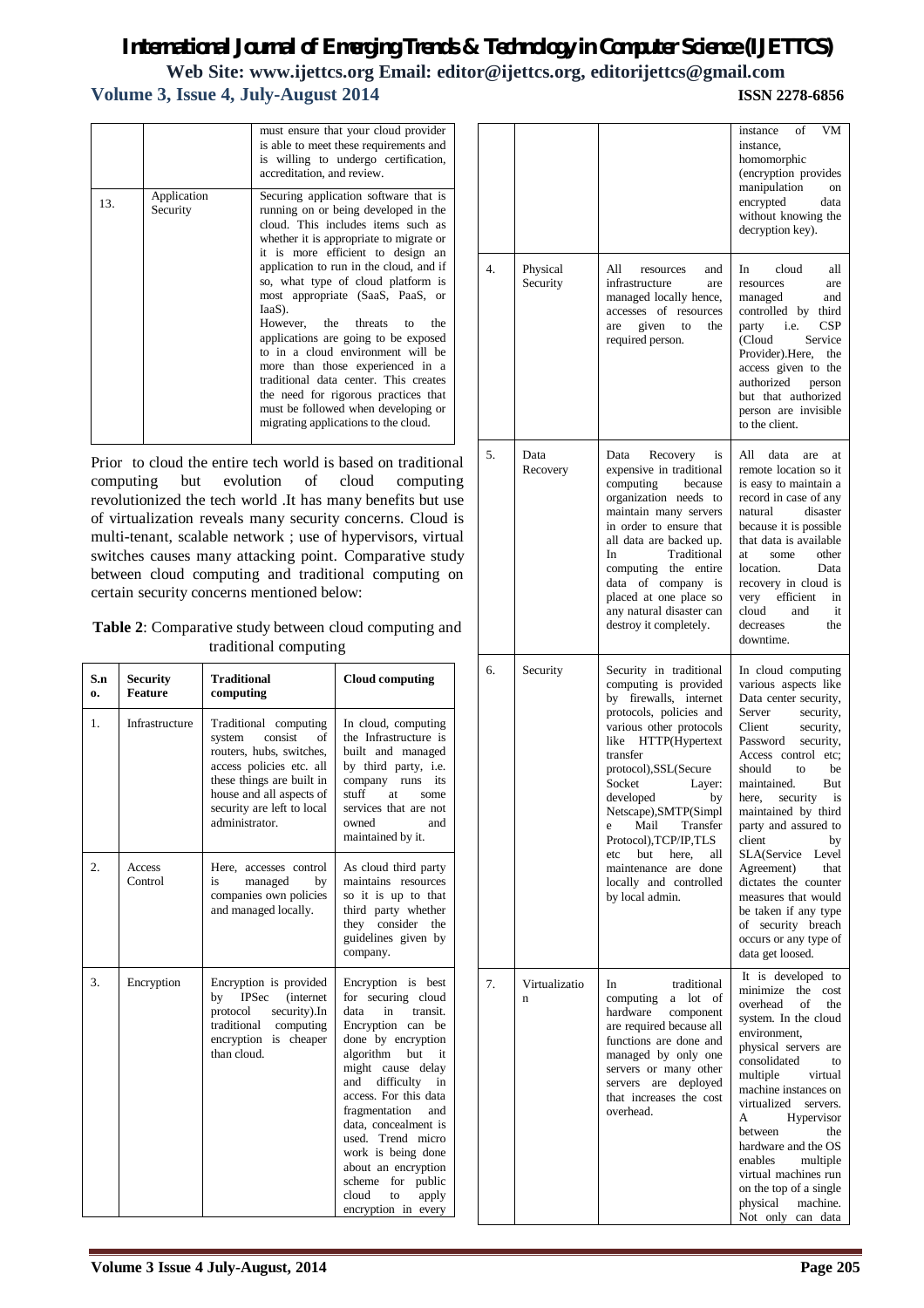| | | |
|---|---|---|
| | | must ensure that your cloud provider is able to meet these requirements and is willing to undergo certification, accreditation, and review. |
| 13. | Application Security | Securing application software that is running on or being developed in the cloud. This includes items such as whether it is appropriate to migrate or it is more efficient to design an application to run in the cloud, and if so, what type of cloud platform is most appropriate (SaaS, PaaS, or IaaS). However, the threats to the applications are going to be exposed to in a cloud environment will be more than those experienced in a traditional data center. This creates the need for rigorous practices that must be followed when developing or migrating applications to the cloud. |

Prior to cloud the entire tech world is based on traditional computing but evolution of cloud computing revolutionized the tech world .It has many benefits but use of virtualization reveals many security concerns. Cloud is multi-tenant, scalable network ; use of hypervisors, virtual switches causes many attacking point. Comparative study between cloud computing and traditional computing on certain security concerns mentioned below:

**Table 2**: Comparative study between cloud computing and traditional computing

| S.no. | Security Feature | Traditional computing | Cloud computing |
|---|---|---|---|
| 1. | Infrastructure | Traditional computing system consist of routers, hubs, switches, access policies etc. all these things are built in house and all aspects of security are left to local administrator. | In cloud, computing the Infrastructure is built and managed by third party, i.e. company runs its stuff at some services that are not owned and maintained by it. |
| 2. | Access Control | Here, accesses control is managed by companies own policies and managed locally. | As cloud third party maintains resources so it is up to that third party whether they consider the guidelines given by company. |
| 3. | Encryption | Encryption is provided by IPSec (internet protocol security).In traditional computing encryption is cheaper than cloud. | Encryption is best for securing cloud data in transit. Encryption can be done by encryption algorithm but it might cause delay and difficulty in access. For this data fragmentation and data, concealment is used. Trend micro work is being done about an encryption scheme for public cloud to apply encryption in every instance of VM instance, homomorphic (encryption provides manipulation on encrypted data without knowing the decryption key). |
| 4. | Physical Security | All resources and infrastructure are managed locally hence, accesses of resources are given to the required person. | In cloud all resources are managed and controlled by third party i.e. CSP (Cloud Service Provider).Here, the access given to the authorized person but that authorized person are invisible to the client. |
| 5. | Data Recovery | Data Recovery is expensive in traditional computing because organization needs to maintain many servers in order to ensure that all data are backed up. In Traditional computing the entire data of company is placed at one place so any natural disaster can destroy it completely. | All data are at remote location so it is easy to maintain a record in case of any natural disaster because it is possible that data is available at some other location. Data recovery in cloud is very efficient in cloud and it decreases the downtime. |
| 6. | Security | Security in traditional computing is provided by firewalls, internet protocols, policies and various other protocols like HTTP(Hypertext transfer protocol),SSL(Secure Socket Layer: developed by Netscape),SMTP(Simple Mail Transfer Protocol),TCP/IP,TLS etc but here, all maintenance are done locally and controlled by local admin. | In cloud computing various aspects like Data center security, Server security, Client security, Password security, Access control etc; should to be maintained. But here, security is maintained by third party and assured to client by SLA(Service Level Agreement) that dictates the counter measures that would be taken if any type of security breach occurs or any type of data get loosed. |
| 7. | Virtualization | In traditional computing a lot of hardware component are required because all functions are done and managed by only one servers or many other servers are deployed that increases the cost overhead. | It is developed to minimize the cost overhead of the system. In the cloud environment, physical servers are consolidated to multiple virtual machine instances on virtualized servers. A Hypervisor between the hardware and the OS enables multiple virtual machines run on the top of a single physical machine. Not only can data |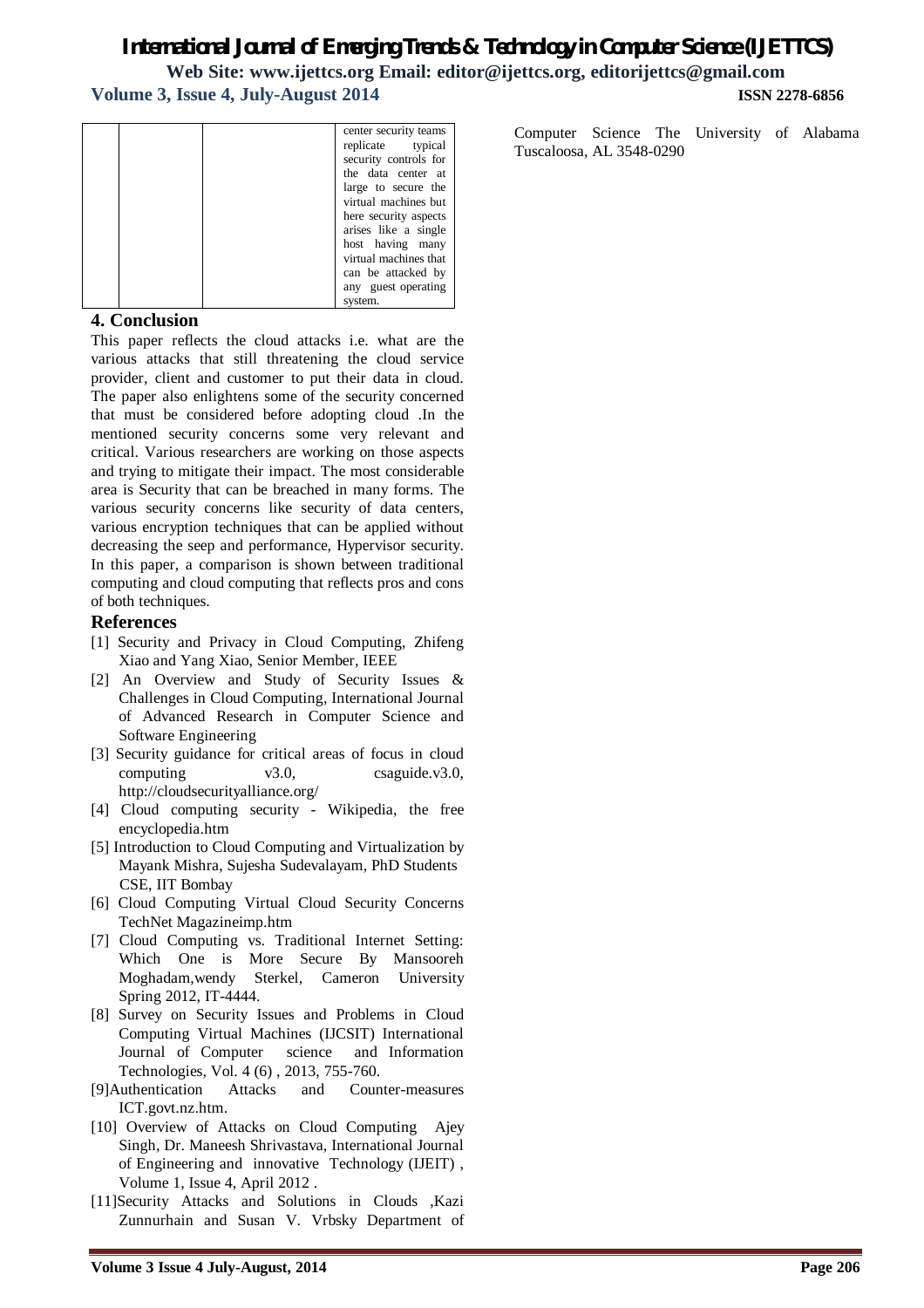| | | |
|---|---|---|
| | | center security teams replicate typical security controls for the data center at large to secure the virtual machines but here security aspects arises like a single host having many virtual machines that can be attacked by any guest operating system. |

## 4. Conclusion

This paper reflects the cloud attacks i.e. what are the various attacks that still threatening the cloud service provider, client and customer to put their data in cloud. The paper also enlightens some of the security concerned that must be considered before adopting cloud .In the mentioned security concerns some very relevant and critical. Various researchers are working on those aspects and trying to mitigate their impact. The most considerable area is Security that can be breached in many forms. The various security concerns like security of data centers, various encryption techniques that can be applied without decreasing the seep and performance, Hypervisor security. In this paper, a comparison is shown between traditional computing and cloud computing that reflects pros and cons of both techniques.

## References

[1] Security and Privacy in Cloud Computing, Zhifeng Xiao and Yang Xiao, Senior Member, IEEE

[2] An Overview and Study of Security Issues & Challenges in Cloud Computing, International Journal of Advanced Research in Computer Science and Software Engineering

[3] Security guidance for critical areas of focus in cloud computing v3.0, csaguide.v3.0, http://cloudsecurityalliance.org/

[4] Cloud computing security - Wikipedia, the free encyclopedia.htm

[5] Introduction to Cloud Computing and Virtualization by Mayank Mishra, Sujesha Sudevalayam, PhD Students CSE, IIT Bombay

[6] Cloud Computing Virtual Cloud Security Concerns TechNet Magazineimp.htm

[7] Cloud Computing vs. Traditional Internet Setting: Which One is More Secure By Mansooreh Moghadam,wendy Sterkel, Cameron University Spring 2012, IT-4444.

[8] Survey on Security Issues and Problems in Cloud Computing Virtual Machines (IJCSIT) International Journal of Computer science and Information Technologies, Vol. 4 (6) , 2013, 755-760.

[9]Authentication Attacks and Counter-measures ICT.govt.nz.htm.

[10] Overview of Attacks on Cloud Computing Ajey Singh, Dr. Maneesh Shrivastava, International Journal of Engineering and innovative Technology (IJEIT) , Volume 1, Issue 4, April 2012 .

[11]Security Attacks and Solutions in Clouds ,Kazi Zunnurhain and Susan V. Vrbsky Department of Computer Science The University of Alabama Tuscaloosa, AL 3548-0290